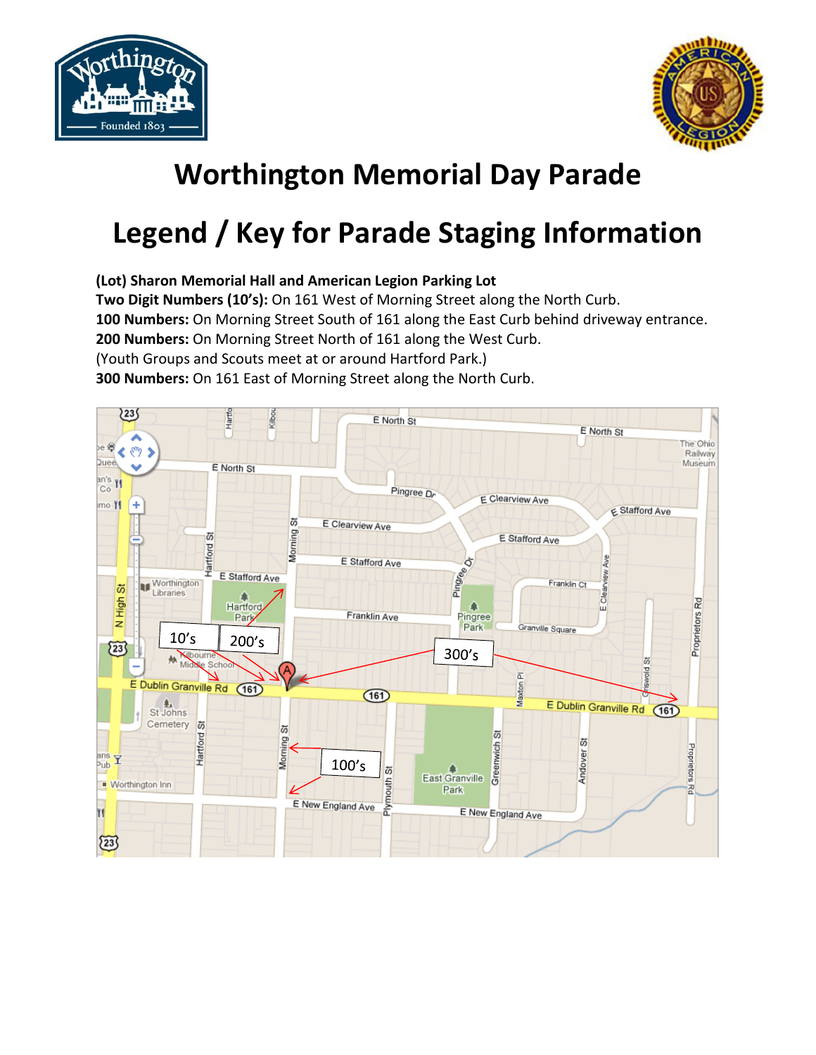# Worthington Memorial Day Parade

# Legend / Key for Parade Staging Information

**(Lot) Sharon Memorial Hall and American Legion Parking Lot**
**Two Digit Numbers (10's):** On 161 West of Morning Street along the North Curb.
**100 Numbers:** On Morning Street South of 161 along the East Curb behind driveway entrance.
**200 Numbers:** On Morning Street North of 161 along the West Curb.
(Youth Groups and Scouts meet at or around Hartford Park.)
**300 Numbers:** On 161 East of Morning Street along the North Curb.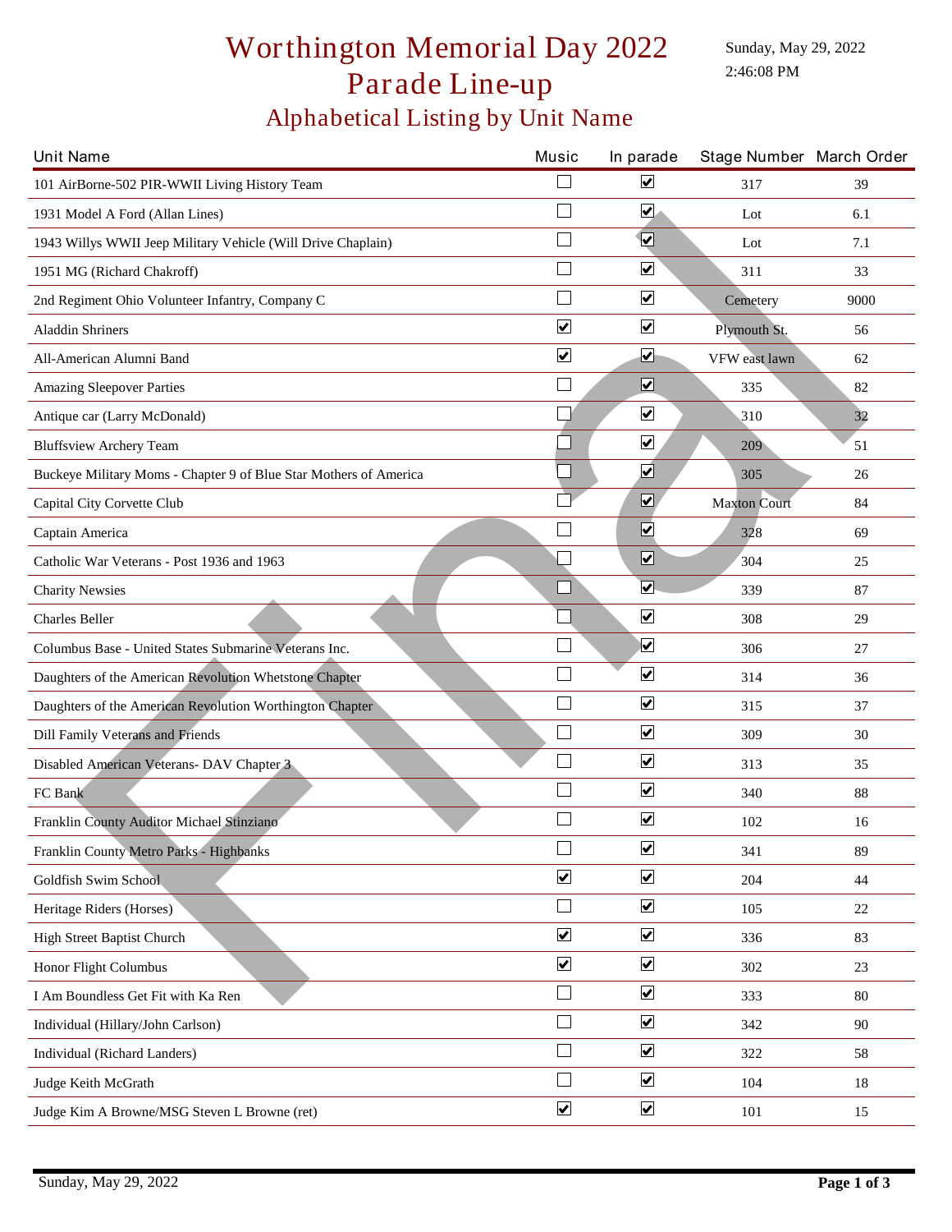# Worthington Memorial Day 2022 Parade Line-up

Sunday, May 29, 2022
2:46:08 PM

## Alphabetical Listing by Unit Name

| Unit Name | Music | In parade | Stage Number | March Order |
|---|---|---|---|---|
| 101 AirBorne-502 PIR-WWII Living History Team | ☐ | ☑ | 317 | 39 |
| 1931 Model A Ford (Allan Lines) | ☐ | ☑ | Lot | 6.1 |
| 1943 Willys WWII Jeep Military Vehicle (Will Drive Chaplain) | ☐ | ☑ | Lot | 7.1 |
| 1951 MG (Richard Chakroff) | ☐ | ☑ | 311 | 33 |
| 2nd Regiment Ohio Volunteer Infantry, Company C | ☐ | ☑ | Cemetery | 9000 |
| Aladdin Shriners | ☑ | ☑ | Plymouth St. | 56 |
| All-American Alumni Band | ☑ | ☑ | VFW east lawn | 62 |
| Amazing Sleepover Parties | ☐ | ☑ | 335 | 82 |
| Antique car (Larry McDonald) | ☐ | ☑ | 310 | 32 |
| Bluffsview Archery Team | ☐ | ☑ | 209 | 51 |
| Buckeye Military Moms - Chapter 9 of Blue Star Mothers of America | ☐ | ☑ | 305 | 26 |
| Capital City Corvette Club | ☐ | ☑ | Maxton Court | 84 |
| Captain America | ☐ | ☑ | 328 | 69 |
| Catholic War Veterans - Post 1936 and 1963 | ☐ | ☑ | 304 | 25 |
| Charity Newsies | ☐ | ☑ | 339 | 87 |
| Charles Beller | ☐ | ☑ | 308 | 29 |
| Columbus Base - United States Submarine Veterans Inc. | ☐ | ☑ | 306 | 27 |
| Daughters of the American Revolution Whetstone Chapter | ☐ | ☑ | 314 | 36 |
| Daughters of the American Revolution Worthington Chapter | ☐ | ☑ | 315 | 37 |
| Dill Family Veterans and Friends | ☐ | ☑ | 309 | 30 |
| Disabled American Veterans- DAV Chapter 3 | ☐ | ☑ | 313 | 35 |
| FC Bank | ☐ | ☑ | 340 | 88 |
| Franklin County Auditor Michael Stinziano | ☐ | ☑ | 102 | 16 |
| Franklin County Metro Parks - Highbanks | ☐ | ☑ | 341 | 89 |
| Goldfish Swim School | ☑ | ☑ | 204 | 44 |
| Heritage Riders (Horses) | ☐ | ☑ | 105 | 22 |
| High Street Baptist Church | ☑ | ☑ | 336 | 83 |
| Honor Flight Columbus | ☑ | ☑ | 302 | 23 |
| I Am Boundless Get Fit with Ka Ren | ☐ | ☑ | 333 | 80 |
| Individual (Hillary/John Carlson) | ☐ | ☑ | 342 | 90 |
| Individual (Richard Landers) | ☐ | ☑ | 322 | 58 |
| Judge Keith McGrath | ☐ | ☑ | 104 | 18 |
| Judge Kim A Browne/MSG Steven L Browne (ret) | ☑ | ☑ | 101 | 15 |

Sunday, May 29, 2022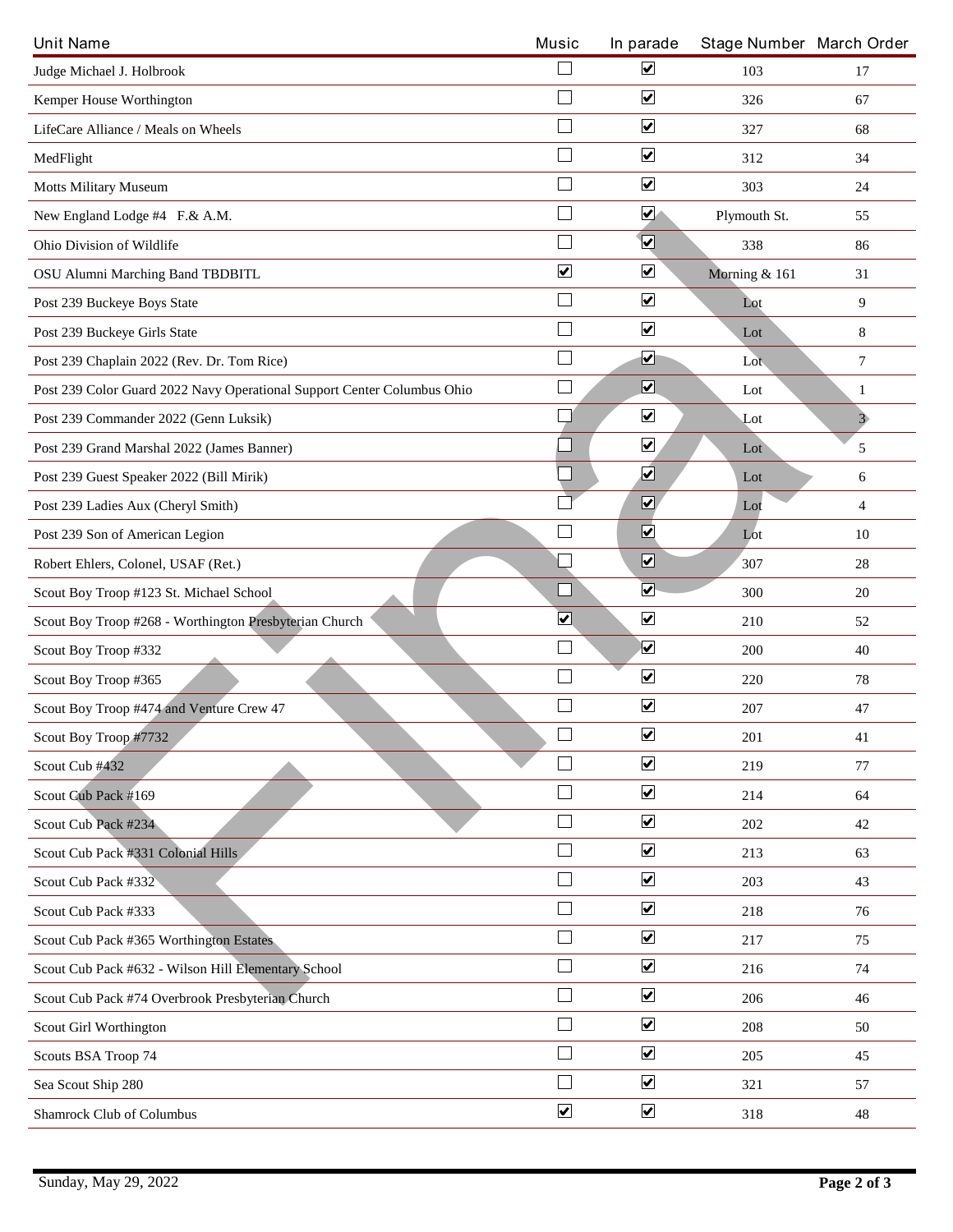| Unit Name | Music | In parade | Stage Number | March Order |
|---|---|---|---|---|
| Judge Michael J. Holbrook | ☐ | ☑ | 103 | 17 |
| Kemper House Worthington | ☐ | ☑ | 326 | 67 |
| LifeCare Alliance / Meals on Wheels | ☐ | ☑ | 327 | 68 |
| MedFlight | ☐ | ☑ | 312 | 34 |
| Motts Military Museum | ☐ | ☑ | 303 | 24 |
| New England Lodge #4 F.& A.M. | ☐ | ☑ | Plymouth St. | 55 |
| Ohio Division of Wildlife | ☐ | ☑ | 338 | 86 |
| OSU Alumni Marching Band TBDBITL | ☑ | ☑ | Morning & 161 | 31 |
| Post 239 Buckeye Boys State | ☐ | ☑ | Lot | 9 |
| Post 239 Buckeye Girls State | ☐ | ☑ | Lot | 8 |
| Post 239 Chaplain 2022 (Rev. Dr. Tom Rice) | ☐ | ☑ | Lot | 7 |
| Post 239 Color Guard 2022 Navy Operational Support Center Columbus Ohio | ☐ | ☑ | Lot | 1 |
| Post 239 Commander 2022 (Genn Luksik) | ☐ | ☑ | Lot | 3 |
| Post 239 Grand Marshal 2022 (James Banner) | ☐ | ☑ | Lot | 5 |
| Post 239 Guest Speaker 2022 (Bill Mirik) | ☐ | ☑ | Lot | 6 |
| Post 239 Ladies Aux (Cheryl Smith) | ☐ | ☑ | Lot | 4 |
| Post 239 Son of American Legion | ☐ | ☑ | Lot | 10 |
| Robert Ehlers, Colonel, USAF (Ret.) | ☐ | ☑ | 307 | 28 |
| Scout Boy Troop #123 St. Michael School | ☐ | ☑ | 300 | 20 |
| Scout Boy Troop #268 - Worthington Presbyterian Church | ☑ | ☑ | 210 | 52 |
| Scout Boy Troop #332 | ☐ | ☑ | 200 | 40 |
| Scout Boy Troop #365 | ☐ | ☑ | 220 | 78 |
| Scout Boy Troop #474 and Venture Crew 47 | ☐ | ☑ | 207 | 47 |
| Scout Boy Troop #7732 | ☐ | ☑ | 201 | 41 |
| Scout Cub #432 | ☐ | ☑ | 219 | 77 |
| Scout Cub Pack #169 | ☐ | ☑ | 214 | 64 |
| Scout Cub Pack #234 | ☐ | ☑ | 202 | 42 |
| Scout Cub Pack #331 Colonial Hills | ☐ | ☑ | 213 | 63 |
| Scout Cub Pack #332 | ☐ | ☑ | 203 | 43 |
| Scout Cub Pack #333 | ☐ | ☑ | 218 | 76 |
| Scout Cub Pack #365 Worthington Estates | ☐ | ☑ | 217 | 75 |
| Scout Cub Pack #632 - Wilson Hill Elementary School | ☐ | ☑ | 216 | 74 |
| Scout Cub Pack #74 Overbrook Presbyterian Church | ☐ | ☑ | 206 | 46 |
| Scout Girl Worthington | ☐ | ☑ | 208 | 50 |
| Scouts BSA Troop 74 | ☐ | ☑ | 205 | 45 |
| Sea Scout Ship 280 | ☐ | ☑ | 321 | 57 |
| Shamrock Club of Columbus | ☑ | ☑ | 318 | 48 |

Sunday, May 29, 2022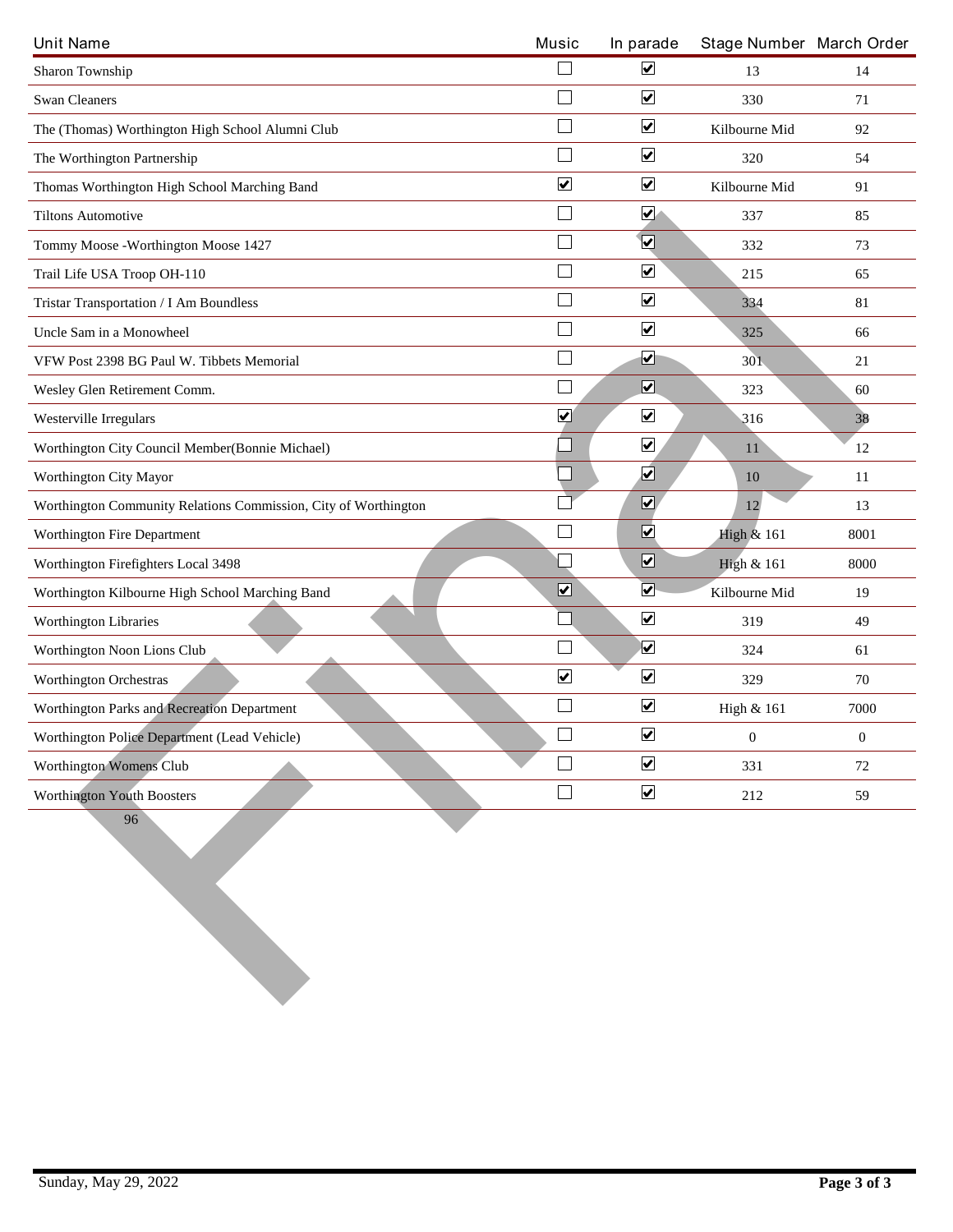| Unit Name | Music | In parade | Stage Number | March Order |
|---|---|---|---|---|
| Sharon Township | ☐ | ☑ | 13 | 14 |
| Swan Cleaners | ☐ | ☑ | 330 | 71 |
| The (Thomas) Worthington High School Alumni Club | ☐ | ☑ | Kilbourne Mid | 92 |
| The Worthington Partnership | ☐ | ☑ | 320 | 54 |
| Thomas Worthington High School Marching Band | ☑ | ☑ | Kilbourne Mid | 91 |
| Tiltons Automotive | ☐ | ☑ | 337 | 85 |
| Tommy Moose -Worthington Moose 1427 | ☐ | ☑ | 332 | 73 |
| Trail Life USA Troop OH-110 | ☐ | ☑ | 215 | 65 |
| Tristar Transportation / I Am Boundless | ☐ | ☑ | 334 | 81 |
| Uncle Sam in a Monowheel | ☐ | ☑ | 325 | 66 |
| VFW Post 2398 BG Paul W. Tibbets Memorial | ☐ | ☑ | 301 | 21 |
| Wesley Glen Retirement Comm. | ☐ | ☑ | 323 | 60 |
| Westerville Irregulars | ☑ | ☑ | 316 | 38 |
| Worthington City Council Member(Bonnie Michael) | ☐ | ☑ | 11 | 12 |
| Worthington City Mayor | ☐ | ☑ | 10 | 11 |
| Worthington Community Relations Commission, City of Worthington | ☐ | ☑ | 12 | 13 |
| Worthington Fire Department | ☐ | ☑ | High & 161 | 8001 |
| Worthington Firefighters Local 3498 | ☐ | ☑ | High & 161 | 8000 |
| Worthington Kilbourne High School Marching Band | ☑ | ☑ | Kilbourne Mid | 19 |
| Worthington Libraries | ☐ | ☑ | 319 | 49 |
| Worthington Noon Lions Club | ☐ | ☑ | 324 | 61 |
| Worthington Orchestras | ☑ | ☑ | 329 | 70 |
| Worthington Parks and Recreation Department | ☐ | ☑ | High & 161 | 7000 |
| Worthington Police Department (Lead Vehicle) | ☐ | ☑ | 0 | 0 |
| Worthington Womens Club | ☐ | ☑ | 331 | 72 |
| Worthington Youth Boosters | ☐ | ☑ | 212 | 59 |

96

Final

Sunday, May 29, 2022